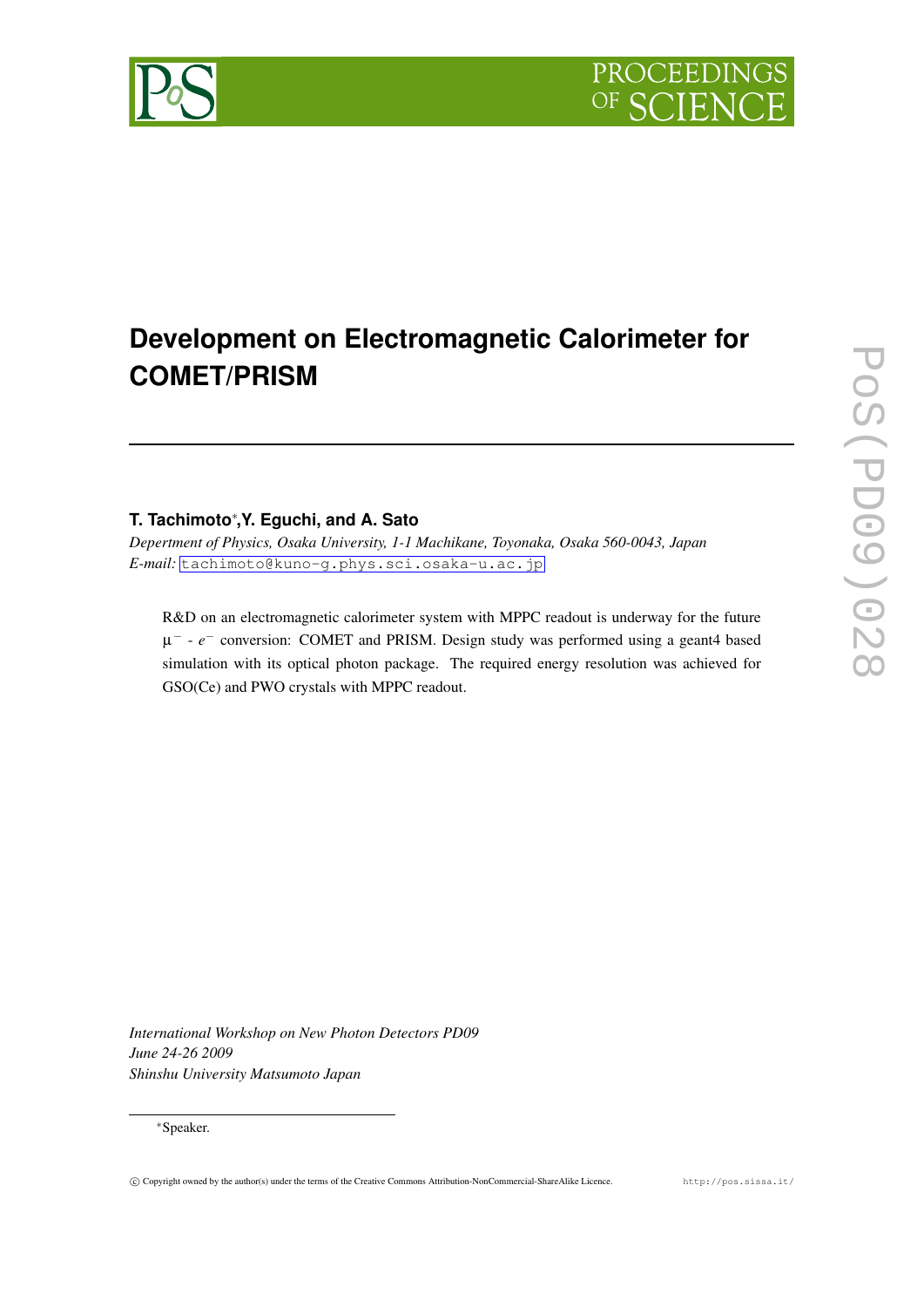# Development on Electromagnetic Calorimeter for COMET/PRISM

**T. Tachimoto**[*]**, Y. Eguchi, and A. Sato**

*Depertment of Physics, Osaka University, 1-1 Machikane, Toyonaka, Osaka 560-0043, Japan*
*E-mail:* tachimoto@kuno-g.phys.sci.osaka-u.ac.jp

R&D on an electromagnetic calorimeter system with MPPC readout is underway for the future $\mu^-$ - $e^-$ conversion: COMET and PRISM. Design study was performed using a geant4 based simulation with its optical photon package. The required energy resolution was achieved for GSO(Ce) and PWO crystals with MPPC readout.

*International Workshop on New Photon Detectors PD09*
*June 24-26 2009*
*Shinshu University Matsumoto Japan*

[*] Speaker.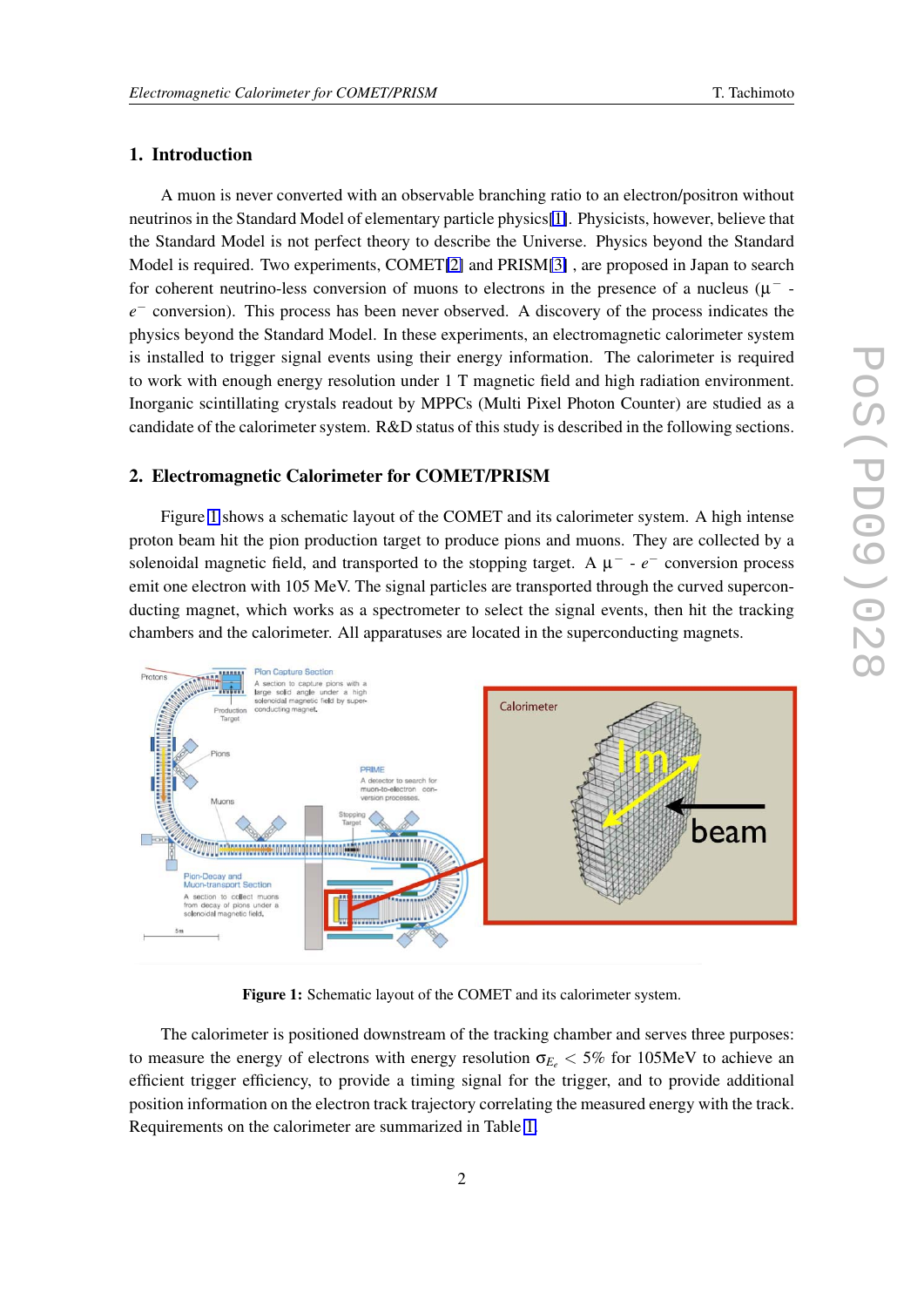## 1. Introduction

A muon is never converted with an observable branching ratio to an electron/positron without neutrinos in the Standard Model of elementary particle physics[1]. Physicists, however, believe that the Standard Model is not perfect theory to describe the Universe. Physics beyond the Standard Model is required. Two experiments, COMET[2] and PRISM[3] , are proposed in Japan to search for coherent neutrino-less conversion of muons to electrons in the presence of a nucleus ($\mu^-$ - $e^-$ conversion). This process has been never observed. A discovery of the process indicates the physics beyond the Standard Model. In these experiments, an electromagnetic calorimeter system is installed to trigger signal events using their energy information. The calorimeter is required to work with enough energy resolution under 1 T magnetic field and high radiation environment. Inorganic scintillating crystals readout by MPPCs (Multi Pixel Photon Counter) are studied as a candidate of the calorimeter system. R&D status of this study is described in the following sections.

## 2. Electromagnetic Calorimeter for COMET/PRISM

Figure 1 shows a schematic layout of the COMET and its calorimeter system. A high intense proton beam hit the pion production target to produce pions and muons. They are collected by a solenoidal magnetic field, and transported to the stopping target. A $\mu^-$ - $e^-$ conversion process emit one electron with 105 MeV. The signal particles are transported through the curved superconducting magnet, which works as a spectrometer to select the signal events, then hit the tracking chambers and the calorimeter. All apparatuses are located in the superconducting magnets.

**Figure 1:** Schematic layout of the COMET and its calorimeter system.

The calorimeter is positioned downstream of the tracking chamber and serves three purposes: to measure the energy of electrons with energy resolution $\sigma_{E_e} < 5\%$ for 105MeV to achieve an efficient trigger efficiency, to provide a timing signal for the trigger, and to provide additional position information on the electron track trajectory correlating the measured energy with the track. Requirements on the calorimeter are summarized in Table 1.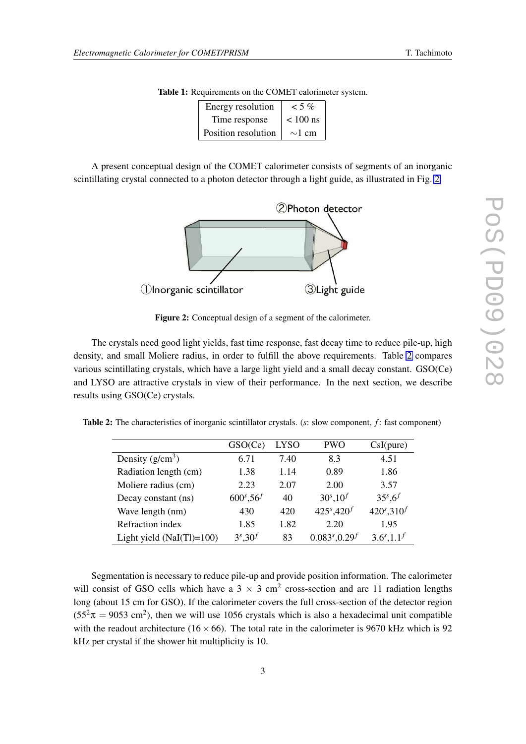**Table 1:** Requirements on the COMET calorimeter system.

| | |
|---|---|
| Energy resolution | < 5 % |
| Time response | < 100 ns |
| Position resolution | ∼1 cm |

A present conceptual design of the COMET calorimeter consists of segments of an inorganic scintillating crystal connected to a photon detector through a light guide, as illustrated in Fig. 2.

**Figure 2:** Conceptual design of a segment of the calorimeter.

The crystals need good light yields, fast time response, fast decay time to reduce pile-up, high density, and small Moliere radius, in order to fulfill the above requirements. Table 2 compares various scintillating crystals, which have a large light yield and a small decay constant. GSO(Ce) and LYSO are attractive crystals in view of their performance. In the next section, we describe results using GSO(Ce) crystals.

**Table 2:** The characteristics of inorganic scintillator crystals. ($s$: slow component, $f$: fast component)

| | GSO(Ce) | LYSO | PWO | CsI(pure) |
|---|---|---|---|---|
| Density (g/cm$^3$) | 6.71 | 7.40 | 8.3 | 4.51 |
| Radiation length (cm) | 1.38 | 1.14 | 0.89 | 1.86 |
| Moliere radius (cm) | 2.23 | 2.07 | 2.00 | 3.57 |
| Decay constant (ns) | $600^s$,$56^f$ | 40 | $30^s$,$10^f$ | $35^s$,$6^f$ |
| Wave length (nm) | 430 | 420 | $425^s$,$420^f$ | $420^s$,$310^f$ |
| Refraction index | 1.85 | 1.82 | 2.20 | 1.95 |
| Light yield (NaI(Tl)=100) | $3^s$,$30^f$ | 83 | $0.083^s$,$0.29^f$ | $3.6^s$,$1.1^f$ |

Segmentation is necessary to reduce pile-up and provide position information. The calorimeter will consist of GSO cells which have a $3 \times 3$ cm$^2$ cross-section and are 11 radiation lengths long (about 15 cm for GSO). If the calorimeter covers the full cross-section of the detector region ($55^2\pi = 9053$ cm$^2$), then we will use 1056 crystals which is also a hexadecimal unit compatible with the readout architecture ($16 \times 66$). The total rate in the calorimeter is 9670 kHz which is 92 kHz per crystal if the shower hit multiplicity is 10.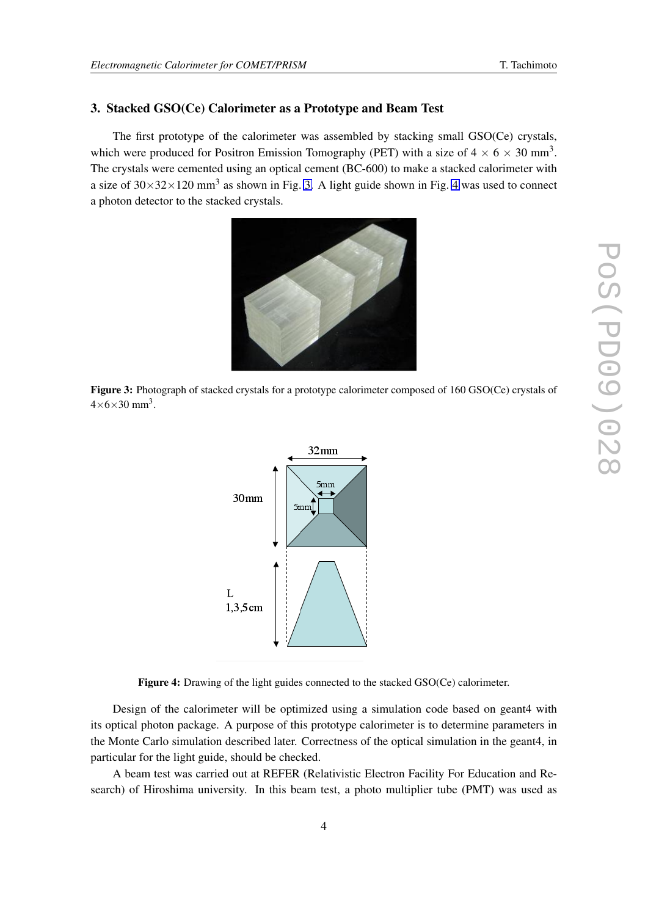## 3. Stacked GSO(Ce) Calorimeter as a Prototype and Beam Test

The first prototype of the calorimeter was assembled by stacking small GSO(Ce) crystals, which were produced for Positron Emission Tomography (PET) with a size of $4 \times 6 \times 30$ mm$^3$. The crystals were cemented using an optical cement (BC-600) to make a stacked calorimeter with a size of $30\times32\times120$ mm$^3$ as shown in Fig. 3. A light guide shown in Fig. 4 was used to connect a photon detector to the stacked crystals.

**Figure 3:** Photograph of stacked crystals for a prototype calorimeter composed of 160 GSO(Ce) crystals of $4\times6\times30$ mm$^3$.

**Figure 4:** Drawing of the light guides connected to the stacked GSO(Ce) calorimeter.

Design of the calorimeter will be optimized using a simulation code based on geant4 with its optical photon package. A purpose of this prototype calorimeter is to determine parameters in the Monte Carlo simulation described later. Correctness of the optical simulation in the geant4, in particular for the light guide, should be checked.

A beam test was carried out at REFER (Relativistic Electron Facility For Education and Research) of Hiroshima university. In this beam test, a photo multiplier tube (PMT) was used as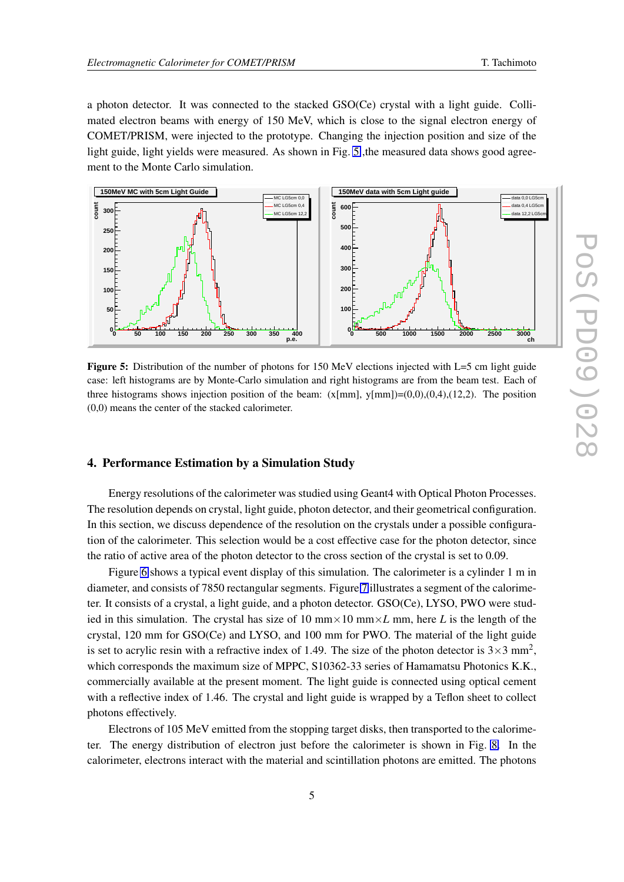a photon detector. It was connected to the stacked GSO(Ce) crystal with a light guide. Collimated electron beams with energy of 150 MeV, which is close to the signal electron energy of COMET/PRISM, were injected to the prototype. Changing the injection position and size of the light guide, light yields were measured. As shown in Fig. 5 ,the measured data shows good agreement to the Monte Carlo simulation.

**Figure 5:** Distribution of the number of photons for 150 MeV elections injected with L=5 cm light guide case: left histograms are by Monte-Carlo simulation and right histograms are from the beam test. Each of three histograms shows injection position of the beam: (x[mm], y[mm])=(0,0),(0,4),(12,2). The position (0,0) means the center of the stacked calorimeter.

## 4. Performance Estimation by a Simulation Study

Energy resolutions of the calorimeter was studied using Geant4 with Optical Photon Processes. The resolution depends on crystal, light guide, photon detector, and their geometrical configuration. In this section, we discuss dependence of the resolution on the crystals under a possible configuration of the calorimeter. This selection would be a cost effective case for the photon detector, since the ratio of active area of the photon detector to the cross section of the crystal is set to 0.09.

Figure 6 shows a typical event display of this simulation. The calorimeter is a cylinder 1 m in diameter, and consists of 7850 rectangular segments. Figure 7 illustrates a segment of the calorimeter. It consists of a crystal, a light guide, and a photon detector. GSO(Ce), LYSO, PWO were studied in this simulation. The crystal has size of 10 mm$\times$10 mm$\times L$ mm, here $L$ is the length of the crystal, 120 mm for GSO(Ce) and LYSO, and 100 mm for PWO. The material of the light guide is set to acrylic resin with a refractive index of 1.49. The size of the photon detector is $3\times3$ mm$^2$, which corresponds the maximum size of MPPC, S10362-33 series of Hamamatsu Photonics K.K., commercially available at the present moment. The light guide is connected using optical cement with a reflective index of 1.46. The crystal and light guide is wrapped by a Teflon sheet to collect photons effectively.

Electrons of 105 MeV emitted from the stopping target disks, then transported to the calorimeter. The energy distribution of electron just before the calorimeter is shown in Fig. 8. In the calorimeter, electrons interact with the material and scintillation photons are emitted. The photons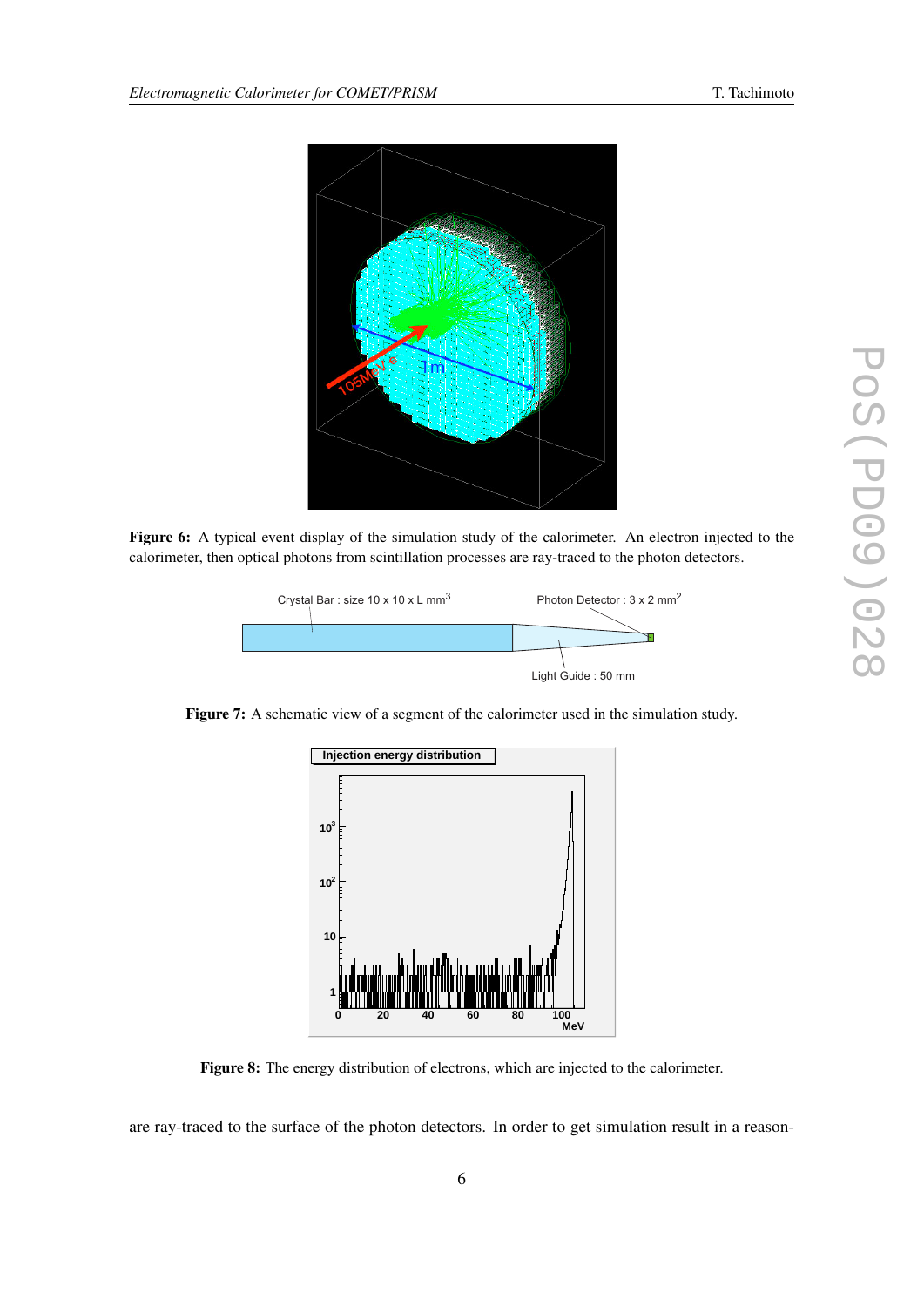**Figure 6:** A typical event display of the simulation study of the calorimeter. An electron injected to the calorimeter, then optical photons from scintillation processes are ray-traced to the photon detectors.

**Figure 7:** A schematic view of a segment of the calorimeter used in the simulation study.

**Figure 8:** The energy distribution of electrons, which are injected to the calorimeter.

are ray-traced to the surface of the photon detectors. In order to get simulation result in a reason-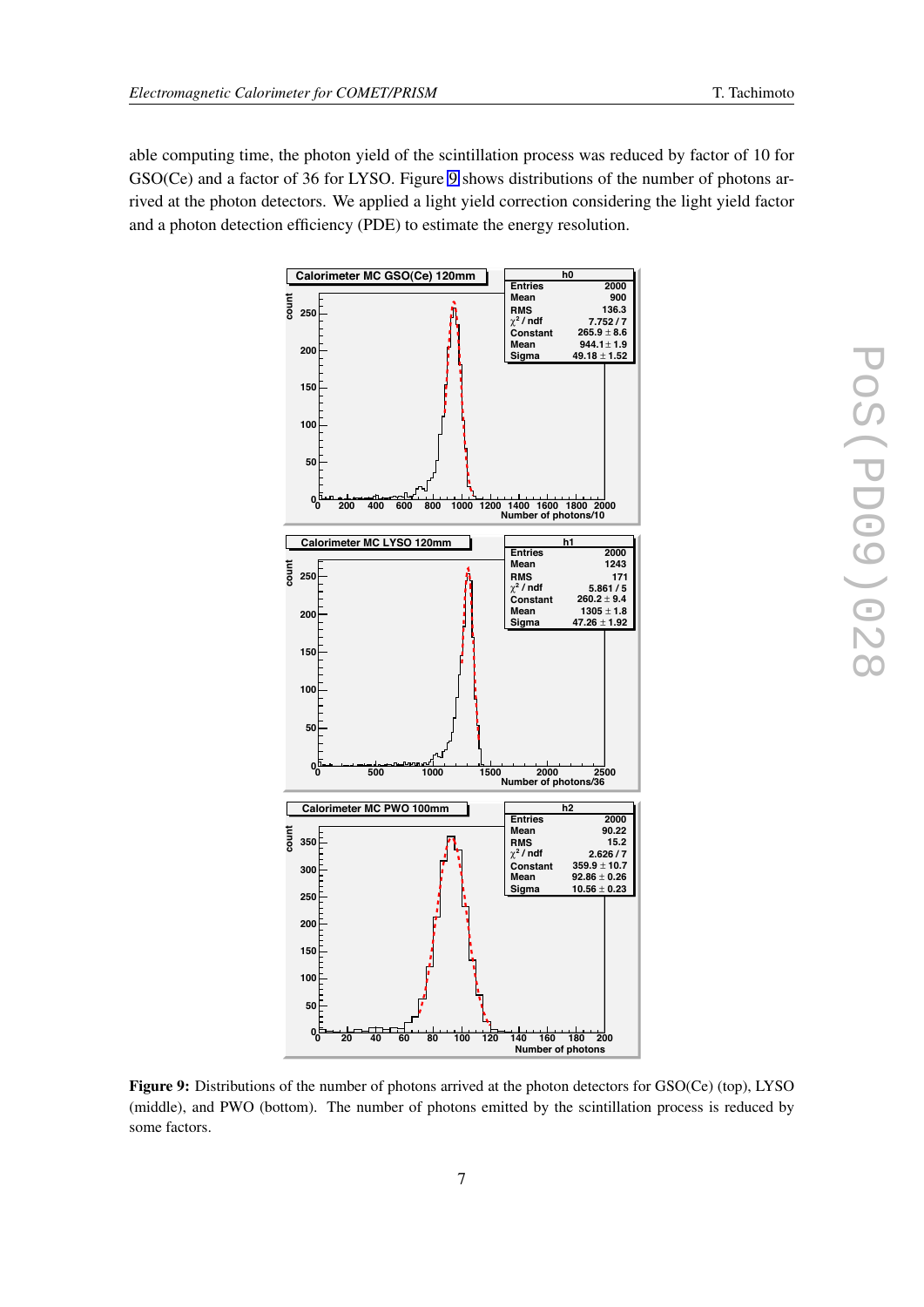able computing time, the photon yield of the scintillation process was reduced by factor of 10 for GSO(Ce) and a factor of 36 for LYSO. Figure 9 shows distributions of the number of photons arrived at the photon detectors. We applied a light yield correction considering the light yield factor and a photon detection efficiency (PDE) to estimate the energy resolution.

**Figure 9:** Distributions of the number of photons arrived at the photon detectors for GSO(Ce) (top), LYSO (middle), and PWO (bottom). The number of photons emitted by the scintillation process is reduced by some factors.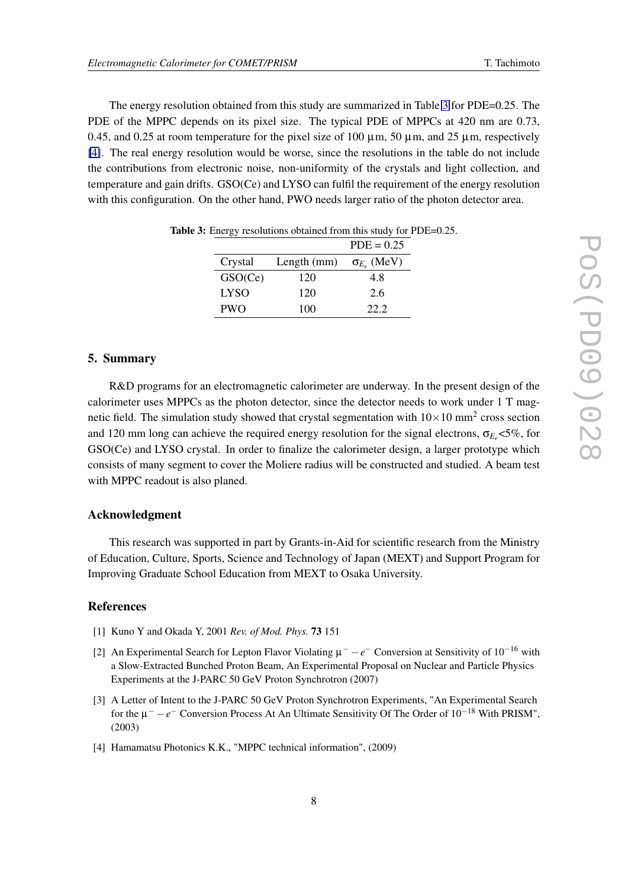The energy resolution obtained from this study are summarized in Table 3 for PDE=0.25. The PDE of the MPPC depends on its pixel size. The typical PDE of MPPCs at 420 nm are 0.73, 0.45, and 0.25 at room temperature for the pixel size of 100 µm, 50 µm, and 25 µm, respectively [4]. The real energy resolution would be worse, since the resolutions in the table do not include the contributions from electronic noise, non-uniformity of the crystals and light collection, and temperature and gain drifts. GSO(Ce) and LYSO can fulfil the requirement of the energy resolution with this configuration. On the other hand, PWO needs larger ratio of the photon detector area.

**Table 3:** Energy resolutions obtained from this study for PDE=0.25.

| | | PDE = 0.25 |
|---|---|---|
| Crystal | Length (mm) | $\sigma_{E_e}$ (MeV) |
| GSO(Ce) | 120 | 4.8 |
| LYSO | 120 | 2.6 |
| PWO | 100 | 22.2 |

## 5. Summary

R&D programs for an electromagnetic calorimeter are underway. In the present design of the calorimeter uses MPPCs as the photon detector, since the detector needs to work under 1 T magnetic field. The simulation study showed that crystal segmentation with $10\times10$ mm$^2$ cross section and 120 mm long can achieve the required energy resolution for the signal electrons, $\sigma_{E_e}<5\%$, for GSO(Ce) and LYSO crystal. In order to finalize the calorimeter design, a larger prototype which consists of many segment to cover the Moliere radius will be constructed and studied. A beam test with MPPC readout is also planed.

## Acknowledgment

This research was supported in part by Grants-in-Aid for scientific research from the Ministry of Education, Culture, Sports, Science and Technology of Japan (MEXT) and Support Program for Improving Graduate School Education from MEXT to Osaka University.

## References

[1] Kuno Y and Okada Y, 2001 *Rev. of Mod. Phys.* **73** 151

[2] An Experimental Search for Lepton Flavor Violating $\mu^- - e^-$ Conversion at Sensitivity of $10^{-16}$ with a Slow-Extracted Bunched Proton Beam, An Experimental Proposal on Nuclear and Particle Physics Experiments at the J-PARC 50 GeV Proton Synchrotron (2007)

[3] A Letter of Intent to the J-PARC 50 GeV Proton Synchrotron Experiments, "An Experimental Search for the $\mu^- - e^-$ Conversion Process At An Ultimate Sensitivity Of The Order of $10^{-18}$ With PRISM", (2003)

[4] Hamamatsu Photonics K.K., "MPPC technical information", (2009)